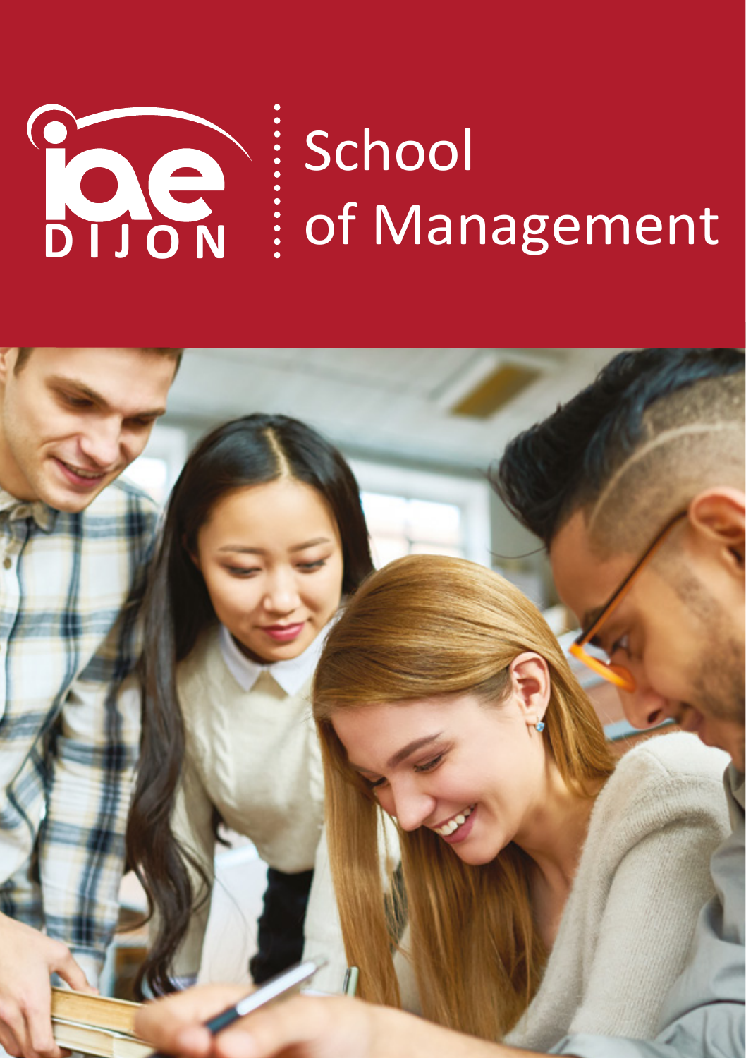iae DIJON

# School of Management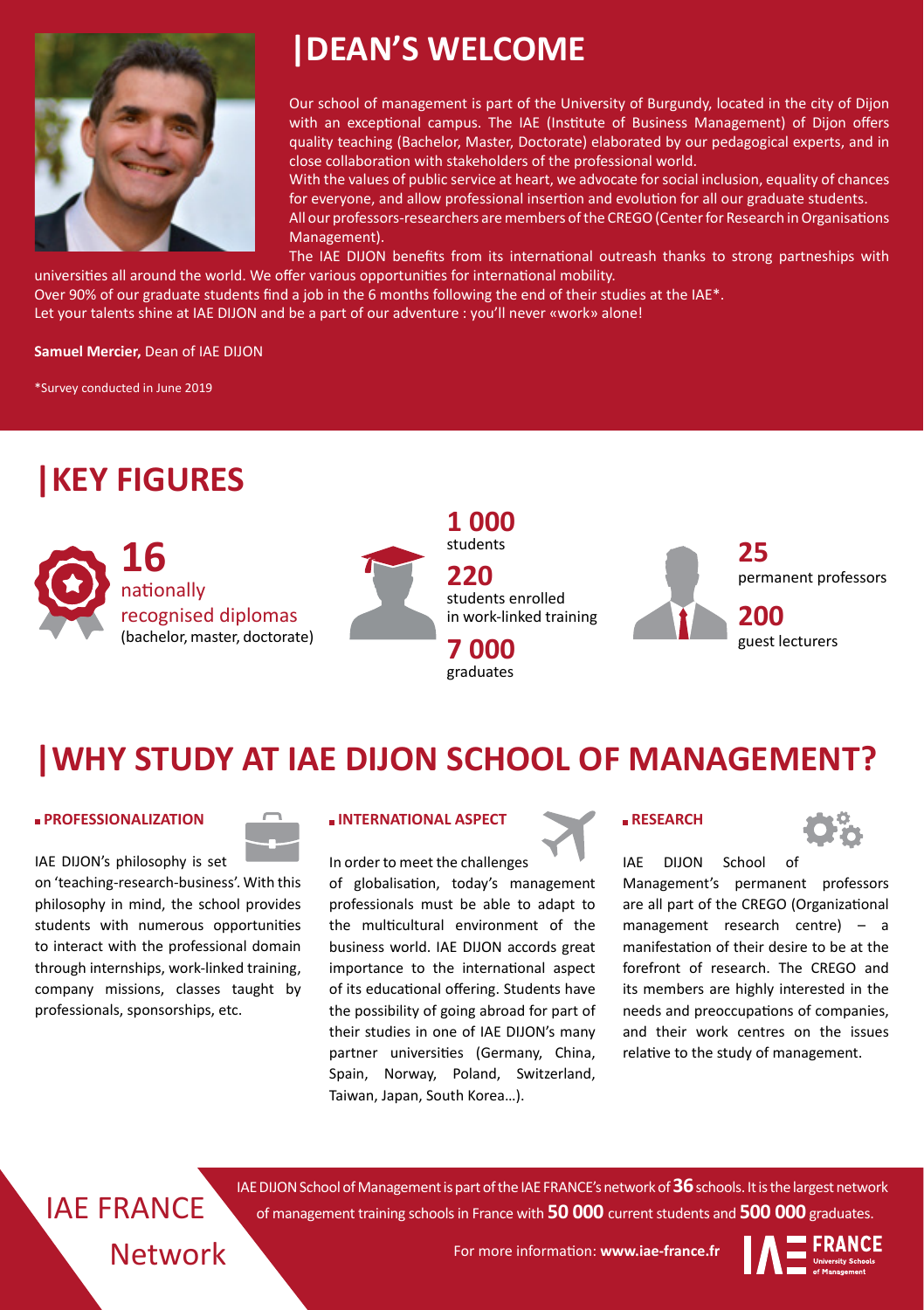# DEAN'S WELCOME

Our school of management is part of the University of Burgundy, located in the city of Dijon with an exceptional campus. The IAE (Institute of Business Management) of Dijon offers quality teaching (Bachelor, Master, Doctorate) elaborated by our pedagogical experts, and in close collaboration with stakeholders of the professional world.

With the values of public service at heart, we advocate for social inclusion, equality of chances for everyone, and allow professional insertion and evolution for all our graduate students.

All our professors-researchers are members of the CREGO (Center for Research in Organisations Management).

The IAE DIJON benefits from its international outreash thanks to strong partnerships with universities all around the world. We offer various opportunities for international mobility.

Over 90% of our graduate students find a job in the 6 months following the end of their studies at the IAE*.

Let your talents shine at IAE DIJON and be a part of our adventure : you'll never «work» alone!

**Samuel Mercier,** Dean of IAE DIJON

*Survey conducted in June 2019

# KEY FIGURES

**16** nationally recognised diplomas (bachelor, master, doctorate)

**1 000** students

**220** students enrolled in work-linked training

**7 000** graduates

**25** permanent professors

**200** guest lecturers

# WHY STUDY AT IAE DIJON SCHOOL OF MANAGEMENT?

### PROFESSIONALIZATION

IAE DIJON's philosophy is set on 'teaching-research-business'. With this philosophy in mind, the school provides students with numerous opportunities to interact with the professional domain through internships, work-linked training, company missions, classes taught by professionals, sponsorships, etc.

### INTERNATIONAL ASPECT

In order to meet the challenges of globalisation, today's management professionals must be able to adapt to the multicultural environment of the business world. IAE DIJON accords great importance to the international aspect of its educational offering. Students have the possibility of going abroad for part of their studies in one of IAE DIJON's many partner universities (Germany, China, Spain, Norway, Poland, Switzerland, Taiwan, Japan, South Korea...).

### RESEARCH

IAE DIJON School of Management's permanent professors are all part of the CREGO (Organizational management research centre) – a manifestation of their desire to be at the forefront of research. The CREGO and its members are highly interested in the needs and preoccupations of companies, and their work centres on the issues relative to the study of management.

## IAE FRANCE Network

IAE DIJON School of Management is part of the IAE FRANCE's network of **36** schools. It is the largest network of management training schools in France with **50 000** current students and **500 000** graduates.

For more information: **www.iae-france.fr**

IAE FRANCE University Schools of Management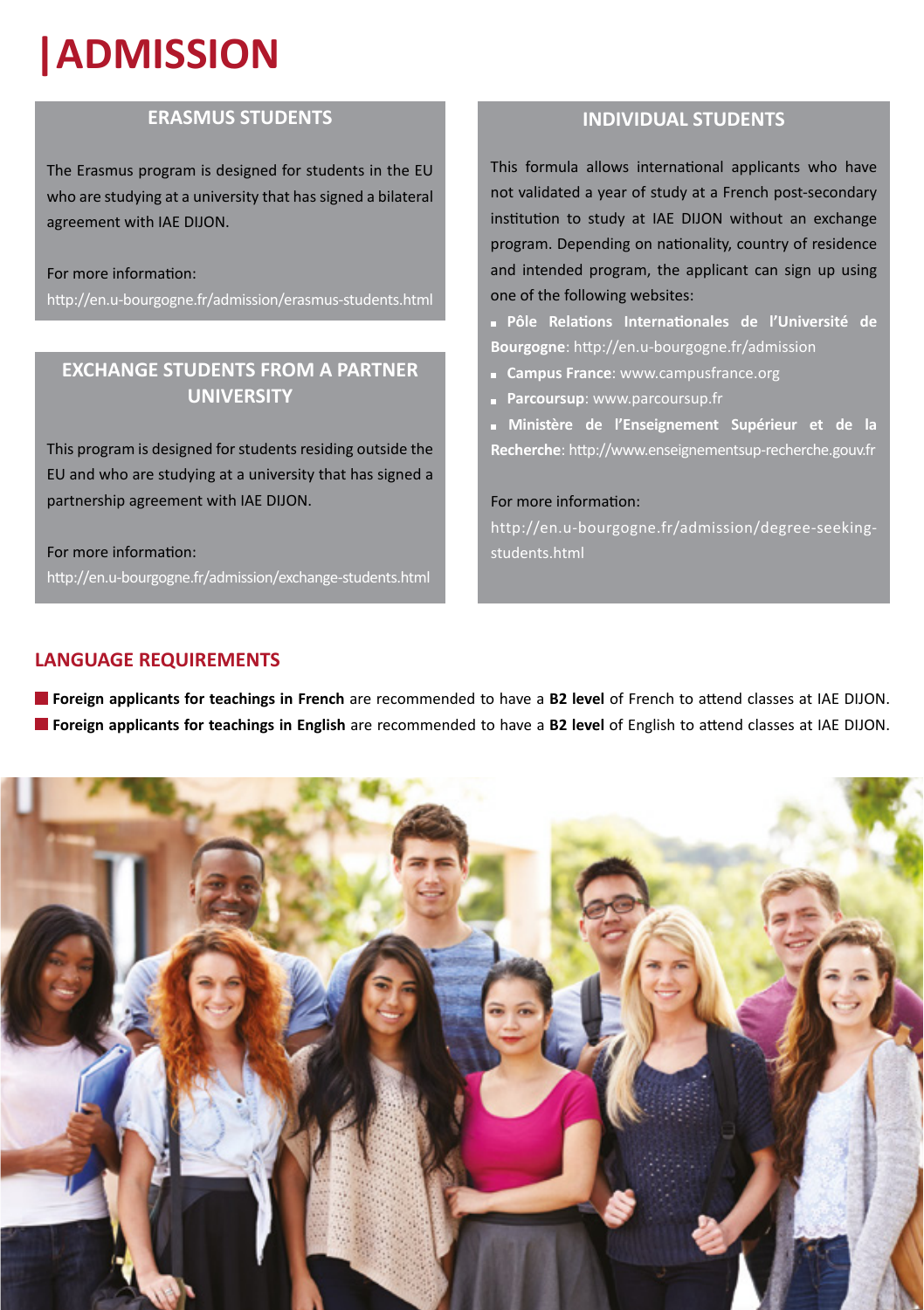# ADMISSION

## ERASMUS STUDENTS

The Erasmus program is designed for students in the EU who are studying at a university that has signed a bilateral agreement with IAE DIJON.

For more information:
http://en.u-bourgogne.fr/admission/erasmus-students.html

## EXCHANGE STUDENTS FROM A PARTNER UNIVERSITY

This program is designed for students residing outside the EU and who are studying at a university that has signed a partnership agreement with IAE DIJON.

For more information:
http://en.u-bourgogne.fr/admission/exchange-students.html

## INDIVIDUAL STUDENTS

This formula allows international applicants who have not validated a year of study at a French post-secondary institution to study at IAE DIJON without an exchange program. Depending on nationality, country of residence and intended program, the applicant can sign up using one of the following websites:

- **Pôle Relations Internationales de l'Université de Bourgogne**: http://en.u-bourgogne.fr/admission
- **Campus France**: www.campusfrance.org
- **Parcoursup**: www.parcoursup.fr
- **Ministère de l'Enseignement Supérieur et de la Recherche**: http://www.enseignementsup-recherche.gouv.fr

For more information:
http://en.u-bourgogne.fr/admission/degree-seeking-students.html

## LANGUAGE REQUIREMENTS

- **Foreign applicants for teachings in French** are recommended to have a **B2 level** of French to attend classes at IAE DIJON.
- **Foreign applicants for teachings in English** are recommended to have a **B2 level** of English to attend classes at IAE DIJON.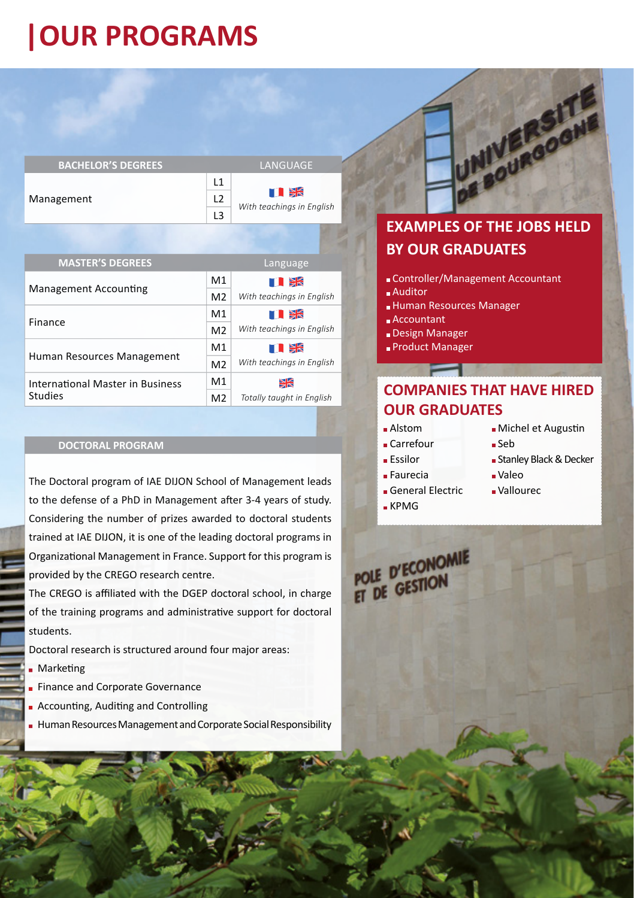# OUR PROGRAMS

| BACHELOR'S DEGREES | | LANGUAGE |
|---|---|---|
| Management | L1 | With teachings in English |
| | L2 | |
| | L3 | |

| MASTER'S DEGREES | | Language |
|---|---|---|
| Management Accounting | M1 | With teachings in English |
| | M2 | |
| Finance | M1 | With teachings in English |
| | M2 | |
| Human Resources Management | M1 | With teachings in English |
| | M2 | |
| International Master in Business Studies | M1 | Totally taught in English |
| | M2 | |

## DOCTORAL PROGRAM

The Doctoral program of IAE DIJON School of Management leads to the defense of a PhD in Management after 3-4 years of study. Considering the number of prizes awarded to doctoral students trained at IAE DIJON, it is one of the leading doctoral programs in Organizational Management in France. Support for this program is provided by the CREGO research centre.

The CREGO is affiliated with the DGEP doctoral school, in charge of the training programs and administrative support for doctoral students.

Doctoral research is structured around four major areas:

- Marketing
- Finance and Corporate Governance
- Accounting, Auditing and Controlling
- Human Resources Management and Corporate Social Responsibility

## EXAMPLES OF THE JOBS HELD BY OUR GRADUATES

- Controller/Management Accountant
- Auditor
- Human Resources Manager
- Accountant
- Design Manager
- Product Manager

## COMPANIES THAT HAVE HIRED OUR GRADUATES

- Alstom
- Carrefour
- Essilor
- Faurecia
- General Electric
- KPMG
- Michel et Augustin
- Seb
- Stanley Black & Decker
- Valeo
- Vallourec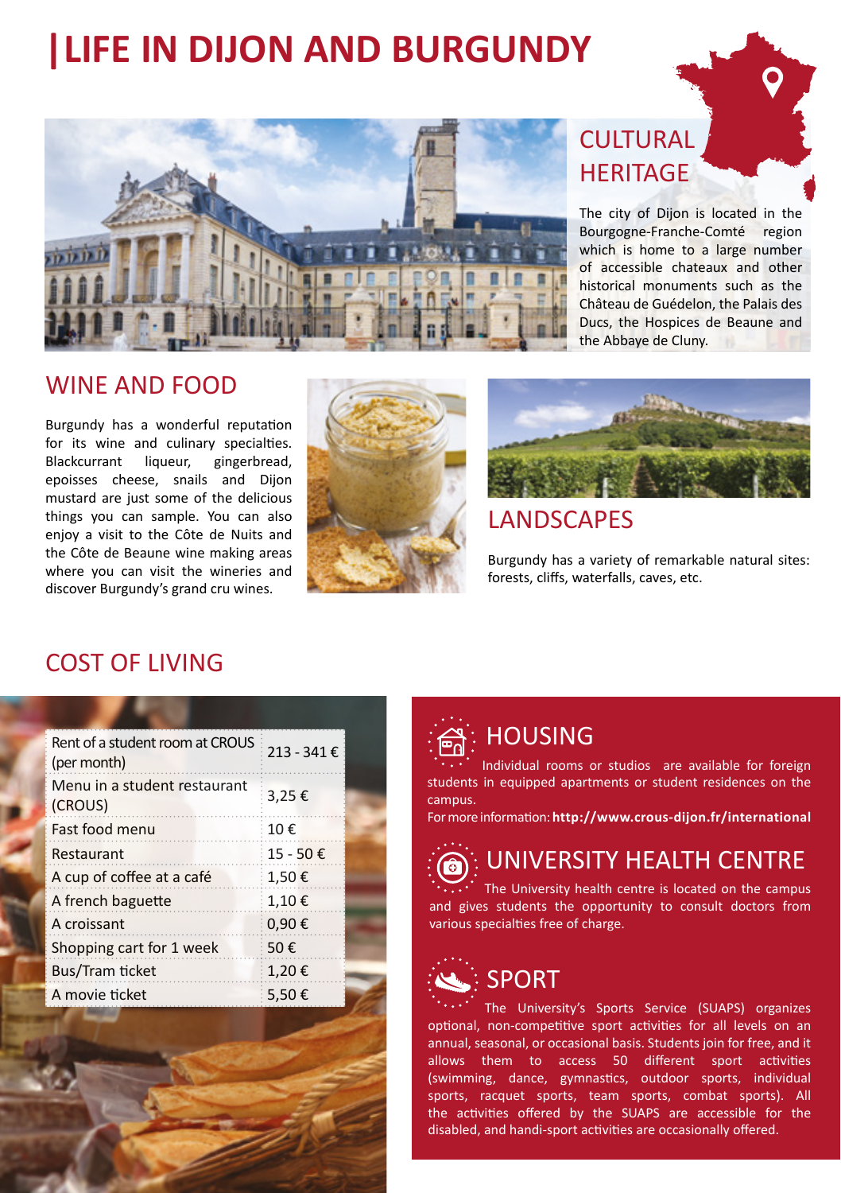# LIFE IN DIJON AND BURGUNDY

## CULTURAL HERITAGE

The city of Dijon is located in the Bourgogne-Franche-Comté region which is home to a large number of accessible chateaux and other historical monuments such as the Château de Guédelon, the Palais des Ducs, the Hospices de Beaune and the Abbaye de Cluny.

## WINE AND FOOD

Burgundy has a wonderful reputation for its wine and culinary specialties. Blackcurrant liqueur, gingerbread, epoisses cheese, snails and Dijon mustard are just some of the delicious things you can sample. You can also enjoy a visit to the Côte de Nuits and the Côte de Beaune wine making areas where you can visit the wineries and discover Burgundy's grand cru wines.

## LANDSCAPES

Burgundy has a variety of remarkable natural sites: forests, cliffs, waterfalls, caves, etc.

## COST OF LIVING

| | |
|---|---|
| Rent of a student room at CROUS (per month) | 213 - 341 € |
| Menu in a student restaurant (CROUS) | 3,25 € |
| Fast food menu | 10 € |
| Restaurant | 15 - 50 € |
| A cup of coffee at a café | 1,50 € |
| A french baguette | 1,10 € |
| A croissant | 0,90 € |
| Shopping cart for 1 week | 50 € |
| Bus/Tram ticket | 1,20 € |
| A movie ticket | 5,50 € |

## HOUSING

Individual rooms or studios are available for foreign students in equipped apartments or student residences on the campus.

For more information: **http://www.crous-dijon.fr/international**

## UNIVERSITY HEALTH CENTRE

The University health centre is located on the campus and gives students the opportunity to consult doctors from various specialties free of charge.

## SPORT

The University's Sports Service (SUAPS) organizes optional, non-competitive sport activities for all levels on an annual, seasonal, or occasional basis. Students join for free, and it allows them to access 50 different sport activities (swimming, dance, gymnastics, outdoor sports, individual sports, racquet sports, team sports, combat sports). All the activities offered by the SUAPS are accessible for the disabled, and handi-sport activities are occasionally offered.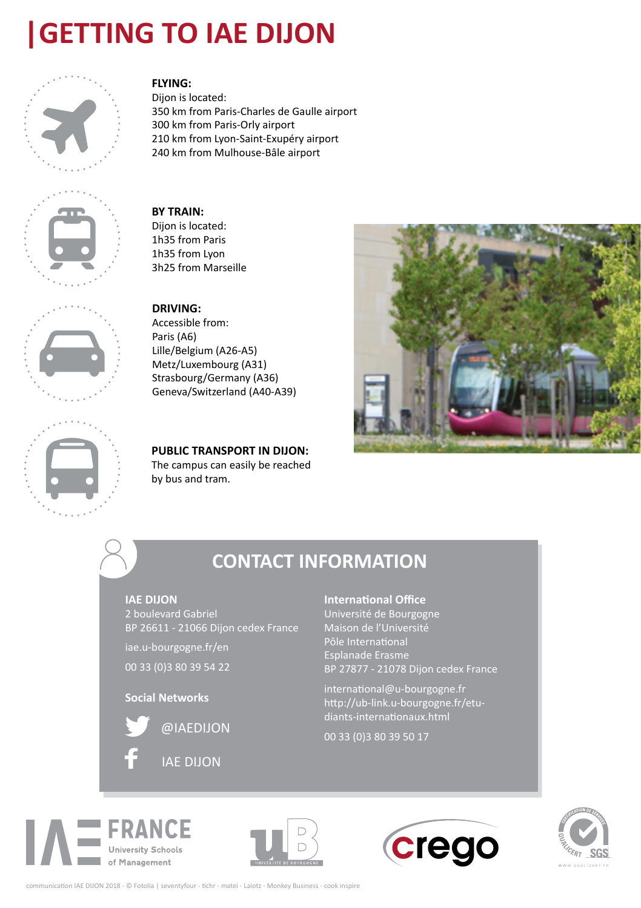# GETTING TO IAE DIJON

**FLYING:**
Dijon is located:
350 km from Paris-Charles de Gaulle airport
300 km from Paris-Orly airport
210 km from Lyon-Saint-Exupéry airport
240 km from Mulhouse-Bâle airport

**BY TRAIN:**
Dijon is located:
1h35 from Paris
1h35 from Lyon
3h25 from Marseille

**DRIVING:**
Accessible from:
Paris (A6)
Lille/Belgium (A26-A5)
Metz/Luxembourg (A31)
Strasbourg/Germany (A36)
Geneva/Switzerland (A40-A39)

**PUBLIC TRANSPORT IN DIJON:**
The campus can easily be reached by bus and tram.

## CONTACT INFORMATION

**IAE DIJON**
2 boulevard Gabriel
BP 26611 - 21066 Dijon cedex France

iae.u-bourgogne.fr/en

00 33 (0)3 80 39 54 22

**Social Networks**

@IAEDIJON

IAE DIJON

**International Office**
Université de Bourgogne
Maison de l'Université
Pôle International
Esplanade Erasme
BP 27877 - 21078 Dijon cedex France

international@u-bourgogne.fr
http://ub-link.u-bourgogne.fr/etudiants-internationaux.html

00 33 (0)3 80 39 50 17

IAE FRANCE University Schools of Management

communication IAE DIJON 2018 - © Fotolia | seventyfour - tichr - matei - Laiotz - Monkey Business - cook inspire